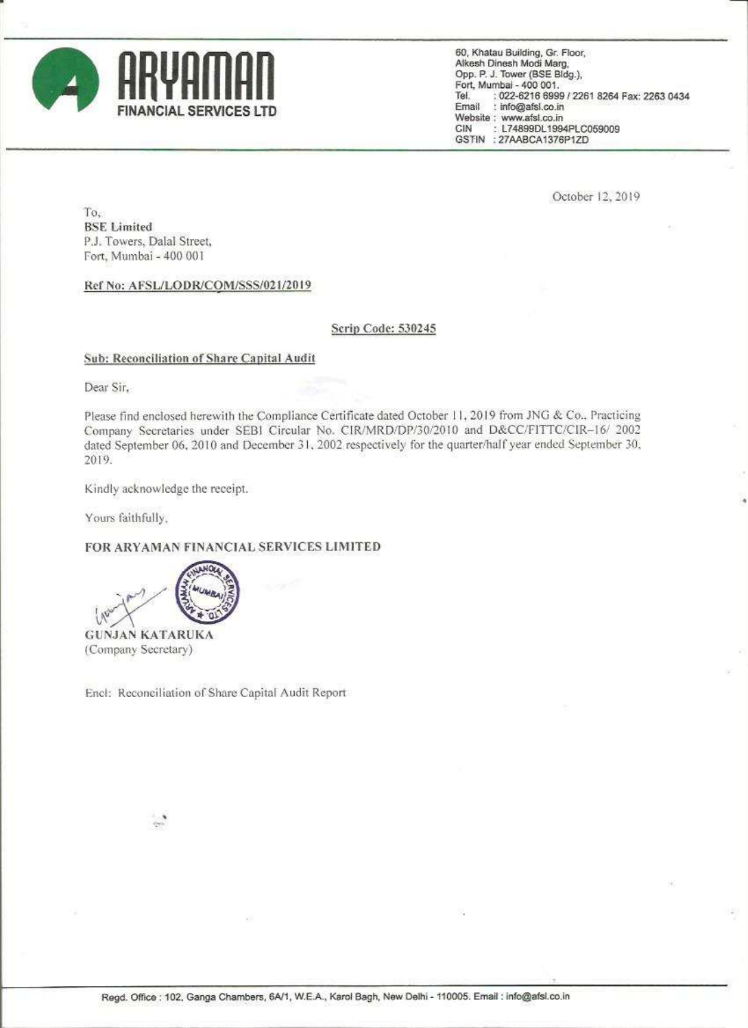**ARYAMAN**
**FINANCIAL SERVICES LTD**

60, Khatau Building, Gr. Floor,
Alkesh Dinesh Modi Marg,
Opp. P. J. Tower (BSE Bldg.),
Fort, Mumbai - 400 001.
Tel. : 022-6216 6999 / 2261 8264 Fax: 2263 0434
Email : info@afsl.co.in
Website : www.afsl.co.in
CIN : L74899DL1994PLC059009
GSTIN : 27AABCA1376P1ZD

October 12, 2019

To,
**BSE Limited**
P.J. Towers, Dalal Street,
Fort, Mumbai - 400 001

**Ref No: AFSL/LODR/COM/SSS/021/2019**

**Scrip Code: 530245**

**Sub: Reconciliation of Share Capital Audit**

Dear Sir,

Please find enclosed herewith the Compliance Certificate dated October 11, 2019 from JNG & Co., Practicing Company Secretaries under SEBI Circular No. CIR/MRD/DP/30/2010 and D&CC/FITTC/CIR–16/ 2002 dated September 06, 2010 and December 31, 2002 respectively for the quarter/half year ended September 30, 2019.

Kindly acknowledge the receipt.

Yours faithfully,

**FOR ARYAMAN FINANCIAL SERVICES LIMITED**

**GUNJAN KATARUKA**
(Company Secretary)

Encl: Reconciliation of Share Capital Audit Report

Regd. Office : 102, Ganga Chambers, 6A/1, W.E.A., Karol Bagh, New Delhi - 110005. Email : info@afsl.co.in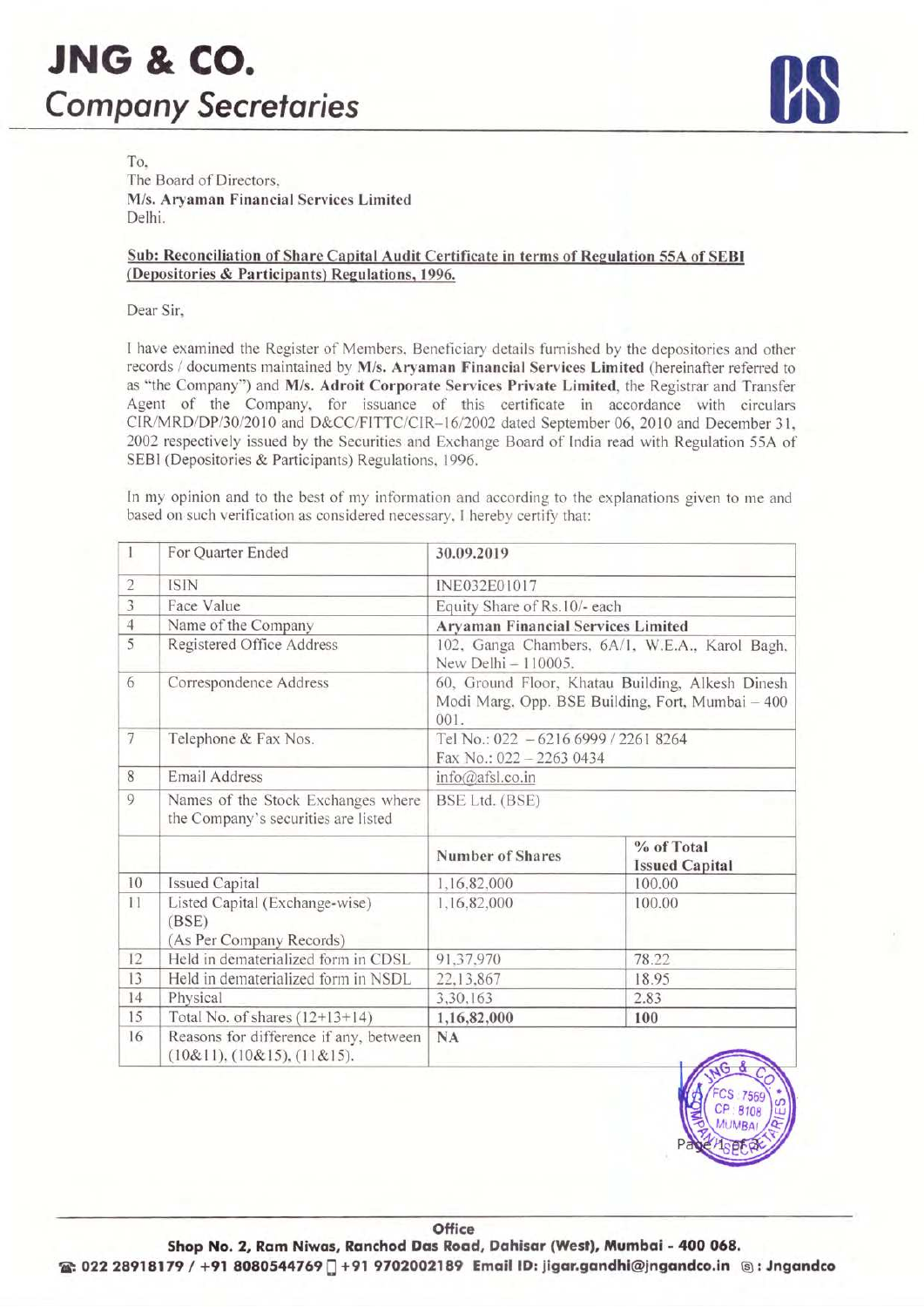# JNG & CO.
*Company Secretaries*

To,
The Board of Directors,
**M/s. Aryaman Financial Services Limited**
Delhi.

**Sub: Reconciliation of Share Capital Audit Certificate in terms of Regulation 55A of SEBI (Depositories & Participants) Regulations, 1996.**

Dear Sir,

I have examined the Register of Members, Beneficiary details furnished by the depositories and other records / documents maintained by **M/s. Aryaman Financial Services Limited** (hereinafter referred to as "the Company") and **M/s. Adroit Corporate Services Private Limited**, the Registrar and Transfer Agent of the Company, for issuance of this certificate in accordance with circulars CIR/MRD/DP/30/2010 and D&CC/FITTC/CIR–16/2002 dated September 06, 2010 and December 31, 2002 respectively issued by the Securities and Exchange Board of India read with Regulation 55A of SEBI (Depositories & Participants) Regulations, 1996.

In my opinion and to the best of my information and according to the explanations given to me and based on such verification as considered necessary, I hereby certify that:

| | | | |
|---|---|---|---|
| 1 | For Quarter Ended | **30.09.2019** | |
| 2 | ISIN | INE032E01017 | |
| 3 | Face Value | Equity Share of Rs.10/- each | |
| 4 | Name of the Company | **Aryaman Financial Services Limited** | |
| 5 | Registered Office Address | 102, Ganga Chambers, 6A/1, W.E.A., Karol Bagh, New Delhi – 110005. | |
| 6 | Correspondence Address | 60, Ground Floor, Khatau Building, Alkesh Dinesh Modi Marg, Opp. BSE Building, Fort, Mumbai – 400 001. | |
| 7 | Telephone & Fax Nos. | Tel No.: 022 – 6216 6999 / 2261 8264<br>Fax No.: 022 – 2263 0434 | |
| 8 | Email Address | info@afsl.co.in | |
| 9 | Names of the Stock Exchanges where the Company's securities are listed | BSE Ltd. (BSE) | |
| | | **Number of Shares** | **% of Total Issued Capital** |
| 10 | Issued Capital | 1,16,82,000 | 100.00 |
| 11 | Listed Capital (Exchange-wise) (BSE) (As Per Company Records) | 1,16,82,000 | 100.00 |
| 12 | Held in dematerialized form in CDSL | 91,37,970 | 78.22 |
| 13 | Held in dematerialized form in NSDL | 22,13,867 | 18.95 |
| 14 | Physical | 3,30,163 | 2.83 |
| 15 | Total No. of shares (12+13+14) | **1,16,82,000** | **100** |
| 16 | Reasons for difference if any, between (10&11), (10&15), (11&15). | **NA** | |

**Office**
**Shop No. 2, Ram Niwas, Ranchod Das Road, Dahisar (West), Mumbai - 400 068.**
**022 28918179 / +91 8080544769 / +91 9702002189 Email ID: jigar.gandhi@jngandco.in : Jngandco**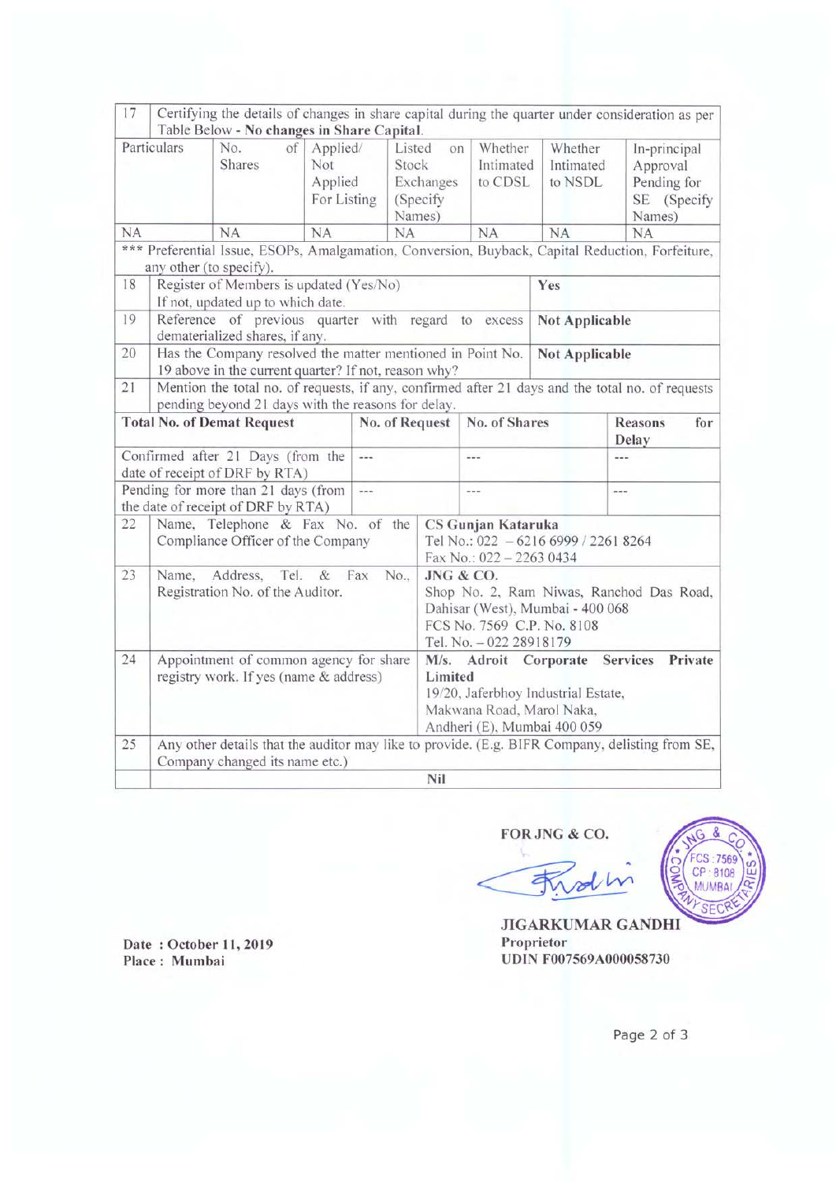| | | | | | | | |
|---|---|---|---|---|---|---|---|
| 17 | Certifying the details of changes in share capital during the quarter under consideration as per Table Below - **No changes in Share Capital**. | | | | | | |
| Particulars | No. of Shares | Applied/ Not Applied For Listing | Listed on Stock Exchanges (Specify Names) | Whether Intimated to CDSL | Whether Intimated to NSDL | In-principal Approval Pending for SE (Specify Names) | |
| NA | NA | NA | NA | NA | NA | NA | |

*** Preferential Issue, ESOPs, Amalgamation, Conversion, Buyback, Capital Reduction, Forfeiture, any other (to specify).

| | | |
|---|---|---|
| 18 | Register of Members is updated (Yes/No) If not, updated up to which date. | **Yes** |
| 19 | Reference of previous quarter with regard to excess dematerialized shares, if any. | **Not Applicable** |
| 20 | Has the Company resolved the matter mentioned in Point No. 19 above in the current quarter? If not, reason why? | **Not Applicable** |
| 21 | Mention the total no. of requests, if any, confirmed after 21 days and the total no. of requests pending beyond 21 days with the reasons for delay. | |

| **Total No. of Demat Request** | **No. of Request** | **No. of Shares** | **Reasons for Delay** |
|---|---|---|---|
| Confirmed after 21 Days (from the date of receipt of DRF by RTA) | --- | --- | --- |
| Pending for more than 21 days (from the date of receipt of DRF by RTA) | --- | --- | --- |

| | | |
|---|---|---|
| 22 | Name, Telephone & Fax No. of the Compliance Officer of the Company | **CS Gunjan Kataruka**<br>Tel No.: 022 – 6216 6999 / 2261 8264<br>Fax No.: 022 – 2263 0434 |
| 23 | Name, Address, Tel. & Fax No., Registration No. of the Auditor. | **JNG & CO.**<br>Shop No. 2, Ram Niwas, Ranchod Das Road, Dahisar (West), Mumbai - 400 068<br>FCS No. 7569 C.P. No. 8108<br>Tel. No. – 022 28918179 |
| 24 | Appointment of common agency for share registry work. If yes (name & address) | **M/s. Adroit Corporate Services Private Limited**<br>19/20, Jaferbhoy Industrial Estate, Makwana Road, Marol Naka, Andheri (E), Mumbai 400 059 |
| 25 | Any other details that the auditor may like to provide. (E.g. BIFR Company, delisting from SE, Company changed its name etc.) | |
| | **Nil** | |

**FOR JNG & CO.**

**JIGARKUMAR GANDHI**
**Proprietor**
**UDIN F007569A000058730**

**Date : October 11, 2019**
**Place : Mumbai**